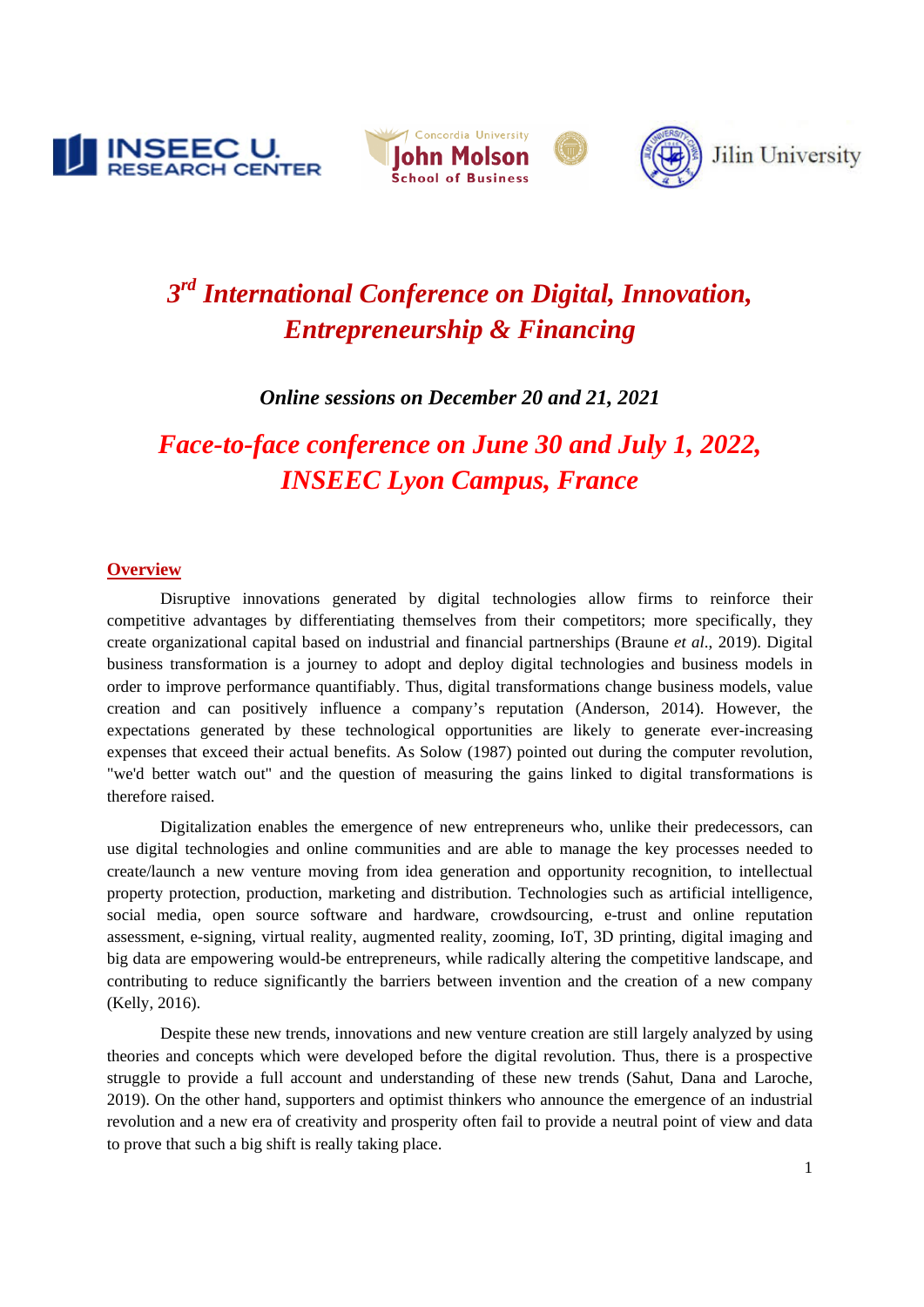# 3rd International Conference on Digital, Innovation, Entrepreneurship & Financing

***Online sessions on December 20 and 21, 2021***

## *Face-to-face conference on June 30 and July 1, 2022, INSEEC Lyon Campus, France*

### Overview

Disruptive innovations generated by digital technologies allow firms to reinforce their competitive advantages by differentiating themselves from their competitors; more specifically, they create organizational capital based on industrial and financial partnerships (Braune *et al*., 2019). Digital business transformation is a journey to adopt and deploy digital technologies and business models in order to improve performance quantifiably. Thus, digital transformations change business models, value creation and can positively influence a company's reputation (Anderson, 2014). However, the expectations generated by these technological opportunities are likely to generate ever-increasing expenses that exceed their actual benefits. As Solow (1987) pointed out during the computer revolution, "we'd better watch out" and the question of measuring the gains linked to digital transformations is therefore raised.

Digitalization enables the emergence of new entrepreneurs who, unlike their predecessors, can use digital technologies and online communities and are able to manage the key processes needed to create/launch a new venture moving from idea generation and opportunity recognition, to intellectual property protection, production, marketing and distribution. Technologies such as artificial intelligence, social media, open source software and hardware, crowdsourcing, e-trust and online reputation assessment, e-signing, virtual reality, augmented reality, zooming, IoT, 3D printing, digital imaging and big data are empowering would-be entrepreneurs, while radically altering the competitive landscape, and contributing to reduce significantly the barriers between invention and the creation of a new company (Kelly, 2016).

Despite these new trends, innovations and new venture creation are still largely analyzed by using theories and concepts which were developed before the digital revolution. Thus, there is a prospective struggle to provide a full account and understanding of these new trends (Sahut, Dana and Laroche, 2019). On the other hand, supporters and optimist thinkers who announce the emergence of an industrial revolution and a new era of creativity and prosperity often fail to provide a neutral point of view and data to prove that such a big shift is really taking place.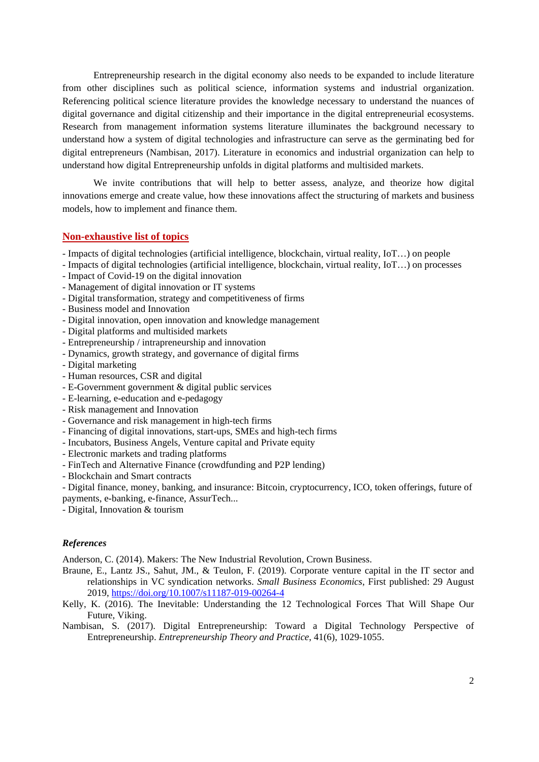Entrepreneurship research in the digital economy also needs to be expanded to include literature from other disciplines such as political science, information systems and industrial organization. Referencing political science literature provides the knowledge necessary to understand the nuances of digital governance and digital citizenship and their importance in the digital entrepreneurial ecosystems. Research from management information systems literature illuminates the background necessary to understand how a system of digital technologies and infrastructure can serve as the germinating bed for digital entrepreneurs (Nambisan, 2017). Literature in economics and industrial organization can help to understand how digital Entrepreneurship unfolds in digital platforms and multisided markets.

We invite contributions that will help to better assess, analyze, and theorize how digital innovations emerge and create value, how these innovations affect the structuring of markets and business models, how to implement and finance them.

## Non-exhaustive list of topics

- Impacts of digital technologies (artificial intelligence, blockchain, virtual reality, IoT…) on people
- Impacts of digital technologies (artificial intelligence, blockchain, virtual reality, IoT…) on processes
- Impact of Covid-19 on the digital innovation
- Management of digital innovation or IT systems
- Digital transformation, strategy and competitiveness of firms
- Business model and Innovation
- Digital innovation, open innovation and knowledge management
- Digital platforms and multisided markets
- Entrepreneurship / intrapreneurship and innovation
- Dynamics, growth strategy, and governance of digital firms
- Digital marketing
- Human resources, CSR and digital
- E-Government government & digital public services
- E-learning, e-education and e-pedagogy
- Risk management and Innovation
- Governance and risk management in high-tech firms
- Financing of digital innovations, start-ups, SMEs and high-tech firms
- Incubators, Business Angels, Venture capital and Private equity
- Electronic markets and trading platforms
- FinTech and Alternative Finance (crowdfunding and P2P lending)
- Blockchain and Smart contracts
- Digital finance, money, banking, and insurance: Bitcoin, cryptocurrency, ICO, token offerings, future of payments, e-banking, e-finance, AssurTech...
- Digital, Innovation & tourism

### *References*

Anderson, C. (2014). Makers: The New Industrial Revolution, Crown Business.

Braune, E., Lantz JS., Sahut, JM., & Teulon, F. (2019). Corporate venture capital in the IT sector and relationships in VC syndication networks. *Small Business Economics*, First published: 29 August 2019, https://doi.org/10.1007/s11187-019-00264-4

Kelly, K. (2016). The Inevitable: Understanding the 12 Technological Forces That Will Shape Our Future, Viking.

Nambisan, S. (2017). Digital Entrepreneurship: Toward a Digital Technology Perspective of Entrepreneurship. *Entrepreneurship Theory and Practice*, 41(6), 1029-1055.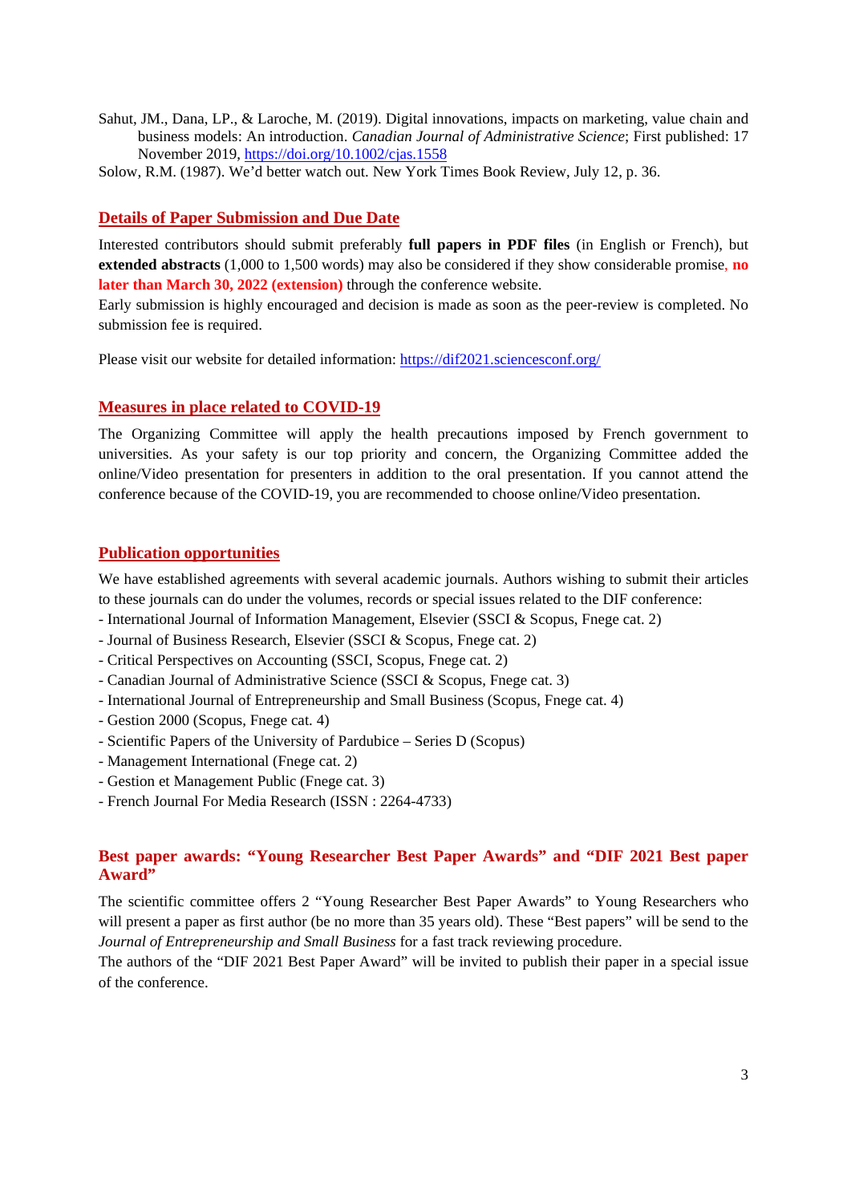Sahut, JM., Dana, LP., & Laroche, M. (2019). Digital innovations, impacts on marketing, value chain and business models: An introduction. *Canadian Journal of Administrative Science*; First published: 17 November 2019, https://doi.org/10.1002/cjas.1558

Solow, R.M. (1987). We'd better watch out. New York Times Book Review, July 12, p. 36.

## Details of Paper Submission and Due Date

Interested contributors should submit preferably **full papers in PDF files** (in English or French), but **extended abstracts** (1,000 to 1,500 words) may also be considered if they show considerable promise, **no later than March 30, 2022 (extension)** through the conference website.

Early submission is highly encouraged and decision is made as soon as the peer-review is completed. No submission fee is required.

Please visit our website for detailed information: https://dif2021.sciencesconf.org/

## Measures in place related to COVID-19

The Organizing Committee will apply the health precautions imposed by French government to universities. As your safety is our top priority and concern, the Organizing Committee added the online/Video presentation for presenters in addition to the oral presentation. If you cannot attend the conference because of the COVID-19, you are recommended to choose online/Video presentation.

## Publication opportunities

We have established agreements with several academic journals. Authors wishing to submit their articles to these journals can do under the volumes, records or special issues related to the DIF conference:

- International Journal of Information Management, Elsevier (SSCI & Scopus, Fnege cat. 2)
- Journal of Business Research, Elsevier (SSCI & Scopus, Fnege cat. 2)
- Critical Perspectives on Accounting (SSCI, Scopus, Fnege cat. 2)
- Canadian Journal of Administrative Science (SSCI & Scopus, Fnege cat. 3)
- International Journal of Entrepreneurship and Small Business (Scopus, Fnege cat. 4)
- Gestion 2000 (Scopus, Fnege cat. 4)
- Scientific Papers of the University of Pardubice – Series D (Scopus)
- Management International (Fnege cat. 2)
- Gestion et Management Public (Fnege cat. 3)
- French Journal For Media Research (ISSN : 2264-4733)

## Best paper awards: "Young Researcher Best Paper Awards" and "DIF 2021 Best paper Award"

The scientific committee offers 2 "Young Researcher Best Paper Awards" to Young Researchers who will present a paper as first author (be no more than 35 years old). These "Best papers" will be send to the *Journal of Entrepreneurship and Small Business* for a fast track reviewing procedure.

The authors of the "DIF 2021 Best Paper Award" will be invited to publish their paper in a special issue of the conference.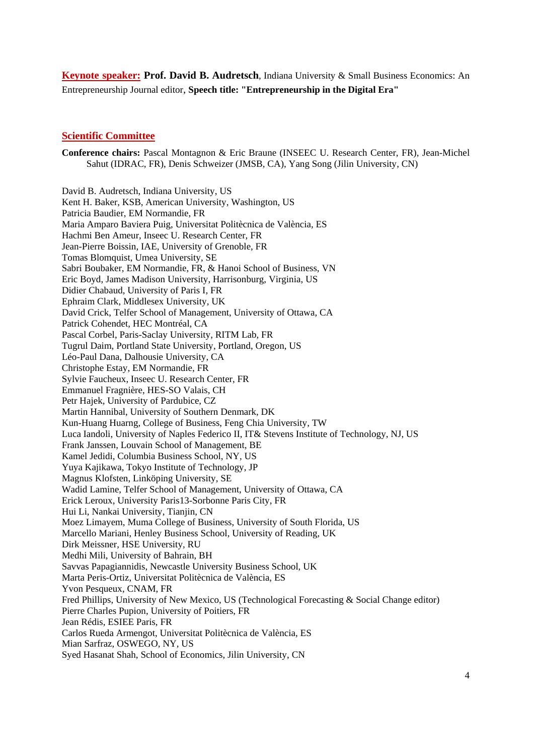**Keynote speaker:** **Prof. David B. Audretsch**, Indiana University & Small Business Economics: An Entrepreneurship Journal editor, **Speech title: "Entrepreneurship in the Digital Era"**

## Scientific Committee

**Conference chairs:** Pascal Montagnon & Eric Braune (INSEEC U. Research Center, FR), Jean-Michel Sahut (IDRAC, FR), Denis Schweizer (JMSB, CA), Yang Song (Jilin University, CN)

David B. Audretsch, Indiana University, US
Kent H. Baker, KSB, American University, Washington, US
Patricia Baudier, EM Normandie, FR
Maria Amparo Baviera Puig, Universitat Politècnica de València, ES
Hachmi Ben Ameur, Inseec U. Research Center, FR
Jean-Pierre Boissin, IAE, University of Grenoble, FR
Tomas Blomquist, Umea University, SE
Sabri Boubaker, EM Normandie, FR, & Hanoi School of Business, VN
Eric Boyd, James Madison University, Harrisonburg, Virginia, US
Didier Chabaud, University of Paris I, FR
Ephraim Clark, Middlesex University, UK
David Crick, Telfer School of Management, University of Ottawa, CA
Patrick Cohendet, HEC Montréal, CA
Pascal Corbel, Paris-Saclay University, RITM Lab, FR
Tugrul Daim, Portland State University, Portland, Oregon, US
Léo-Paul Dana, Dalhousie University, CA
Christophe Estay, EM Normandie, FR
Sylvie Faucheux, Inseec U. Research Center, FR
Emmanuel Fragnière, HES-SO Valais, CH
Petr Hajek, University of Pardubice, CZ
Martin Hannibal, University of Southern Denmark, DK
Kun-Huang Huarng, College of Business, Feng Chia University, TW
Luca Iandoli, University of Naples Federico II, IT& Stevens Institute of Technology, NJ, US
Frank Janssen, Louvain School of Management, BE
Kamel Jedidi, Columbia Business School, NY, US
Yuya Kajikawa, Tokyo Institute of Technology, JP
Magnus Klofsten, Linköping University, SE
Wadid Lamine, Telfer School of Management, University of Ottawa, CA
Erick Leroux, University Paris13-Sorbonne Paris City, FR
Hui Li, Nankai University, Tianjin, CN
Moez Limayem, Muma College of Business, University of South Florida, US
Marcello Mariani, Henley Business School, University of Reading, UK
Dirk Meissner, HSE University, RU
Medhi Mili, University of Bahrain, BH
Savvas Papagiannidis, Newcastle University Business School, UK
Marta Peris-Ortiz, Universitat Politècnica de València, ES
Yvon Pesqueux, CNAM, FR
Fred Phillips, University of New Mexico, US (Technological Forecasting & Social Change editor)
Pierre Charles Pupion, University of Poitiers, FR
Jean Rédis, ESIEE Paris, FR
Carlos Rueda Armengot, Universitat Politècnica de València, ES
Mian Sarfraz, OSWEGO, NY, US
Syed Hasanat Shah, School of Economics, Jilin University, CN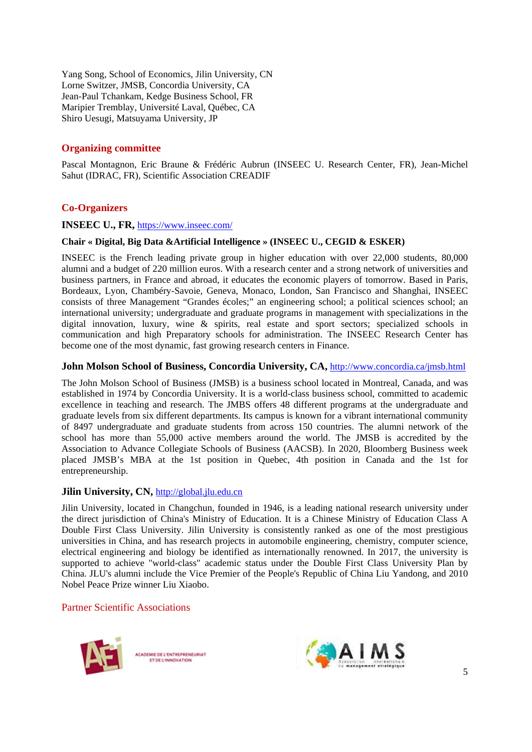Yang Song, School of Economics, Jilin University, CN
Lorne Switzer, JMSB, Concordia University, CA
Jean-Paul Tchankam, Kedge Business School, FR
Maripier Tremblay, Université Laval, Québec, CA
Shiro Uesugi, Matsuyama University, JP

## Organizing committee

Pascal Montagnon, Eric Braune & Frédéric Aubrun (INSEEC U. Research Center, FR), Jean-Michel Sahut (IDRAC, FR), Scientific Association CREADIF

## Co-Organizers

### INSEEC U., FR, https://www.inseec.com/

**Chair « Digital, Big Data &Artificial Intelligence » (INSEEC U., CEGID & ESKER)**

INSEEC is the French leading private group in higher education with over 22,000 students, 80,000 alumni and a budget of 220 million euros. With a research center and a strong network of universities and business partners, in France and abroad, it educates the economic players of tomorrow. Based in Paris, Bordeaux, Lyon, Chambéry-Savoie, Geneva, Monaco, London, San Francisco and Shanghai, INSEEC consists of three Management "Grandes écoles;" an engineering school; a political sciences school; an international university; undergraduate and graduate programs in management with specializations in the digital innovation, luxury, wine & spirits, real estate and sport sectors; specialized schools in communication and high Preparatory schools for administration. The INSEEC Research Center has become one of the most dynamic, fast growing research centers in Finance.

### John Molson School of Business, Concordia University, CA, http://www.concordia.ca/jmsb.html

The John Molson School of Business (JMSB) is a business school located in Montreal, Canada, and was established in 1974 by Concordia University. It is a world-class business school, committed to academic excellence in teaching and research. The JMBS offers 48 different programs at the undergraduate and graduate levels from six different departments. Its campus is known for a vibrant international community of 8497 undergraduate and graduate students from across 150 countries. The alumni network of the school has more than 55,000 active members around the world. The JMSB is accredited by the Association to Advance Collegiate Schools of Business (AACSB). In 2020, Bloomberg Business week placed JMSB's MBA at the 1st position in Quebec, 4th position in Canada and the 1st for entrepreneurship.

### Jilin University, CN, http://global.jlu.edu.cn

Jilin University, located in Changchun, founded in 1946, is a leading national research university under the direct jurisdiction of China's Ministry of Education. It is a Chinese Ministry of Education Class A Double First Class University. Jilin University is consistently ranked as one of the most prestigious universities in China, and has research projects in automobile engineering, chemistry, computer science, electrical engineering and biology be identified as internationally renowned. In 2017, the university is supported to achieve "world-class" academic status under the Double First Class University Plan by China. JLU's alumni include the Vice Premier of the People's Republic of China Liu Yandong, and 2010 Nobel Peace Prize winner Liu Xiaobo.

## Partner Scientific Associations

AEI ACADEMIE DE L'ENTREPRENEURIAT ET DE L'INNOVATION

AIMS Association Internationale de management stratégique